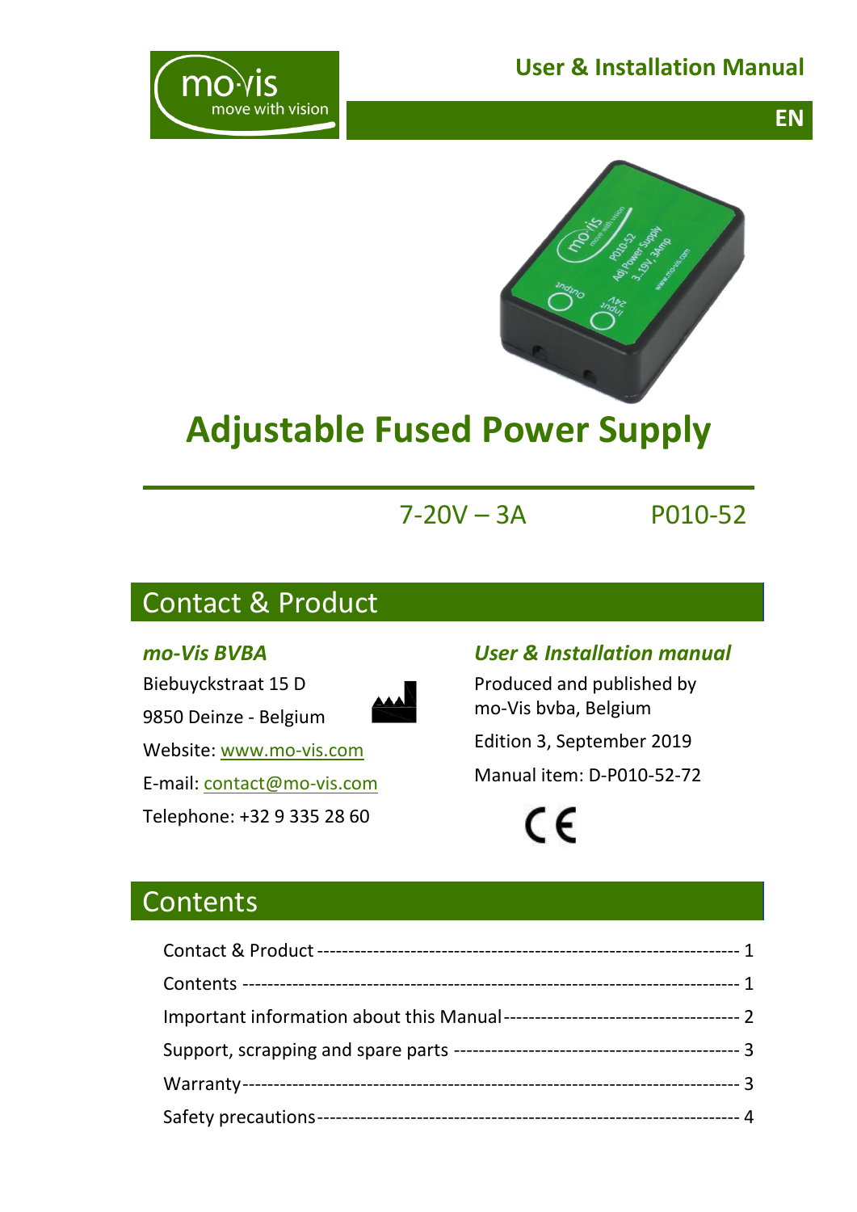User & Installation Manual

EN

# Adjustable Fused Power Supply

7-20V – 3A P010-52

## Contact & Product

***mo-Vis BVBA***

Biebuyckstraat 15 D

9850 Deinze - Belgium

Website: www.mo-vis.com

E-mail: contact@mo-vis.com

Telephone: +32 9 335 28 60

***User & Installation manual***

Produced and published by mo-Vis bvba, Belgium

Edition 3, September 2019

Manual item: D-P010-52-72

## Contents

| | |
|---|---|
| Contact & Product | 1 |
| Contents | 1 |
| Important information about this Manual | 2 |
| Support, scrapping and spare parts | 3 |
| Warranty | 3 |
| Safety precautions | 4 |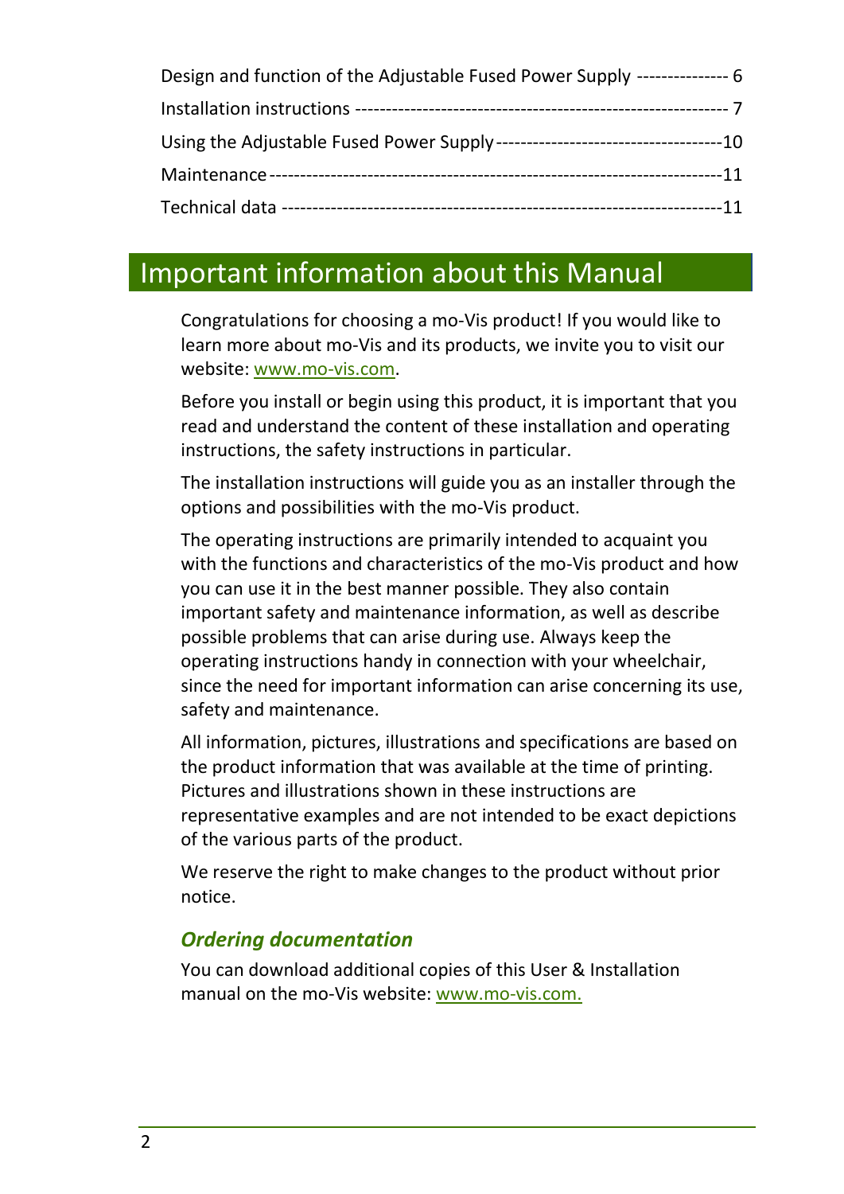Design and function of the Adjustable Fused Power Supply --------------- 6

Installation instructions ------------------------------------------------------------- 7

Using the Adjustable Fused Power Supply-------------------------------------10

Maintenance -----------------------------------------------------------------------11

Technical data ---------------------------------------------------------------------11

# Important information about this Manual

Congratulations for choosing a mo-Vis product! If you would like to learn more about mo-Vis and its products, we invite you to visit our website: www.mo-vis.com.

Before you install or begin using this product, it is important that you read and understand the content of these installation and operating instructions, the safety instructions in particular.

The installation instructions will guide you as an installer through the options and possibilities with the mo-Vis product.

The operating instructions are primarily intended to acquaint you with the functions and characteristics of the mo-Vis product and how you can use it in the best manner possible. They also contain important safety and maintenance information, as well as describe possible problems that can arise during use. Always keep the operating instructions handy in connection with your wheelchair, since the need for important information can arise concerning its use, safety and maintenance.

All information, pictures, illustrations and specifications are based on the product information that was available at the time of printing. Pictures and illustrations shown in these instructions are representative examples and are not intended to be exact depictions of the various parts of the product.

We reserve the right to make changes to the product without prior notice.

### *Ordering documentation*

You can download additional copies of this User & Installation manual on the mo-Vis website: www.mo-vis.com.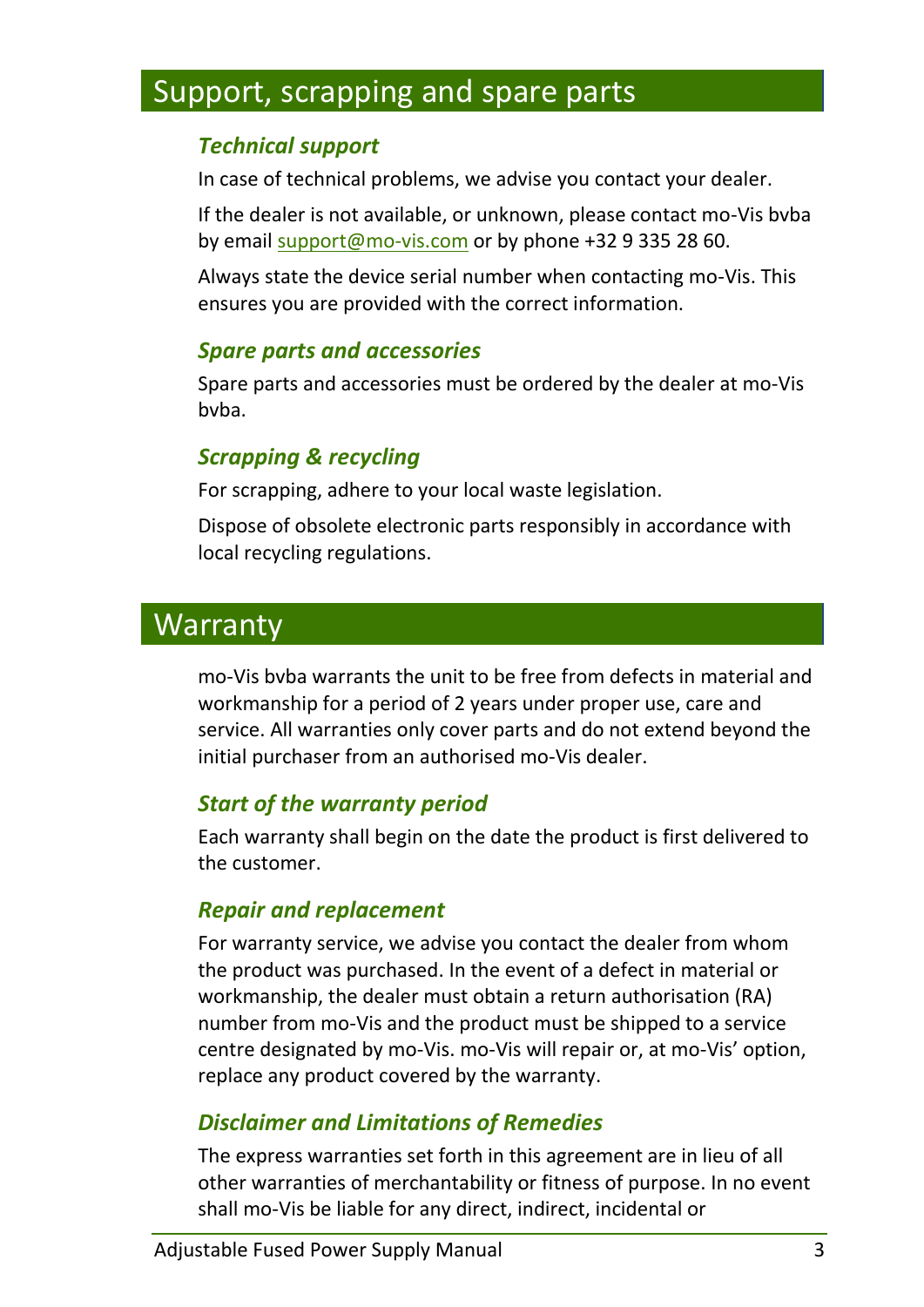# Support, scrapping and spare parts

### *Technical support*

In case of technical problems, we advise you contact your dealer.

If the dealer is not available, or unknown, please contact mo-Vis bvba by email support@mo-vis.com or by phone +32 9 335 28 60.

Always state the device serial number when contacting mo-Vis. This ensures you are provided with the correct information.

### *Spare parts and accessories*

Spare parts and accessories must be ordered by the dealer at mo-Vis bvba.

### *Scrapping & recycling*

For scrapping, adhere to your local waste legislation.

Dispose of obsolete electronic parts responsibly in accordance with local recycling regulations.

# Warranty

mo-Vis bvba warrants the unit to be free from defects in material and workmanship for a period of 2 years under proper use, care and service. All warranties only cover parts and do not extend beyond the initial purchaser from an authorised mo-Vis dealer.

### *Start of the warranty period*

Each warranty shall begin on the date the product is first delivered to the customer.

### *Repair and replacement*

For warranty service, we advise you contact the dealer from whom the product was purchased. In the event of a defect in material or workmanship, the dealer must obtain a return authorisation (RA) number from mo-Vis and the product must be shipped to a service centre designated by mo-Vis. mo-Vis will repair or, at mo-Vis' option, replace any product covered by the warranty.

### *Disclaimer and Limitations of Remedies*

The express warranties set forth in this agreement are in lieu of all other warranties of merchantability or fitness of purpose. In no event shall mo-Vis be liable for any direct, indirect, incidental or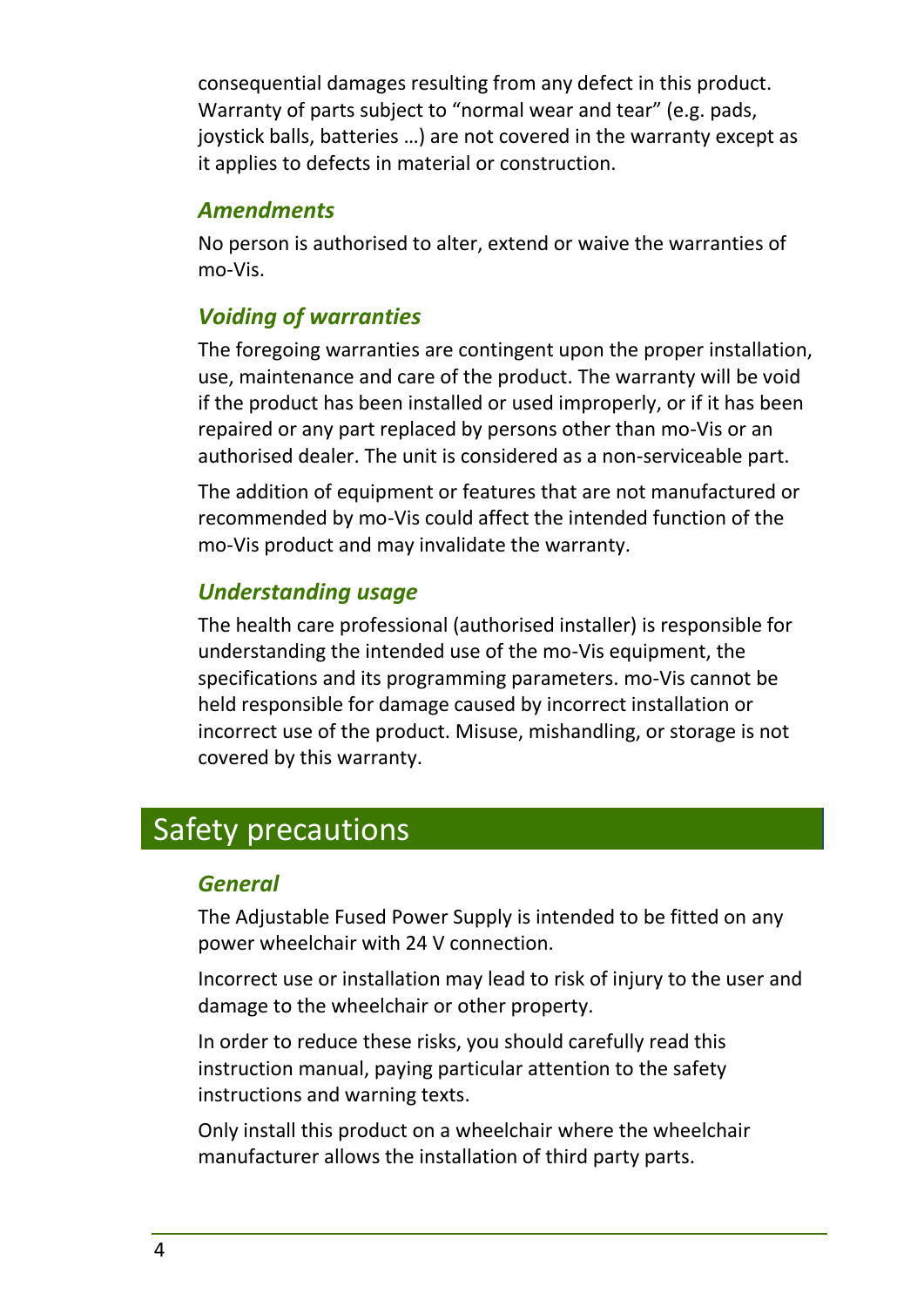consequential damages resulting from any defect in this product. Warranty of parts subject to “normal wear and tear” (e.g. pads, joystick balls, batteries …) are not covered in the warranty except as it applies to defects in material or construction.

### *Amendments*

No person is authorised to alter, extend or waive the warranties of mo-Vis.

### *Voiding of warranties*

The foregoing warranties are contingent upon the proper installation, use, maintenance and care of the product. The warranty will be void if the product has been installed or used improperly, or if it has been repaired or any part replaced by persons other than mo-Vis or an authorised dealer. The unit is considered as a non-serviceable part.

The addition of equipment or features that are not manufactured or recommended by mo-Vis could affect the intended function of the mo-Vis product and may invalidate the warranty.

### *Understanding usage*

The health care professional (authorised installer) is responsible for understanding the intended use of the mo-Vis equipment, the specifications and its programming parameters. mo-Vis cannot be held responsible for damage caused by incorrect installation or incorrect use of the product. Misuse, mishandling, or storage is not covered by this warranty.

## Safety precautions

### *General*

The Adjustable Fused Power Supply is intended to be fitted on any power wheelchair with 24 V connection.

Incorrect use or installation may lead to risk of injury to the user and damage to the wheelchair or other property.

In order to reduce these risks, you should carefully read this instruction manual, paying particular attention to the safety instructions and warning texts.

Only install this product on a wheelchair where the wheelchair manufacturer allows the installation of third party parts.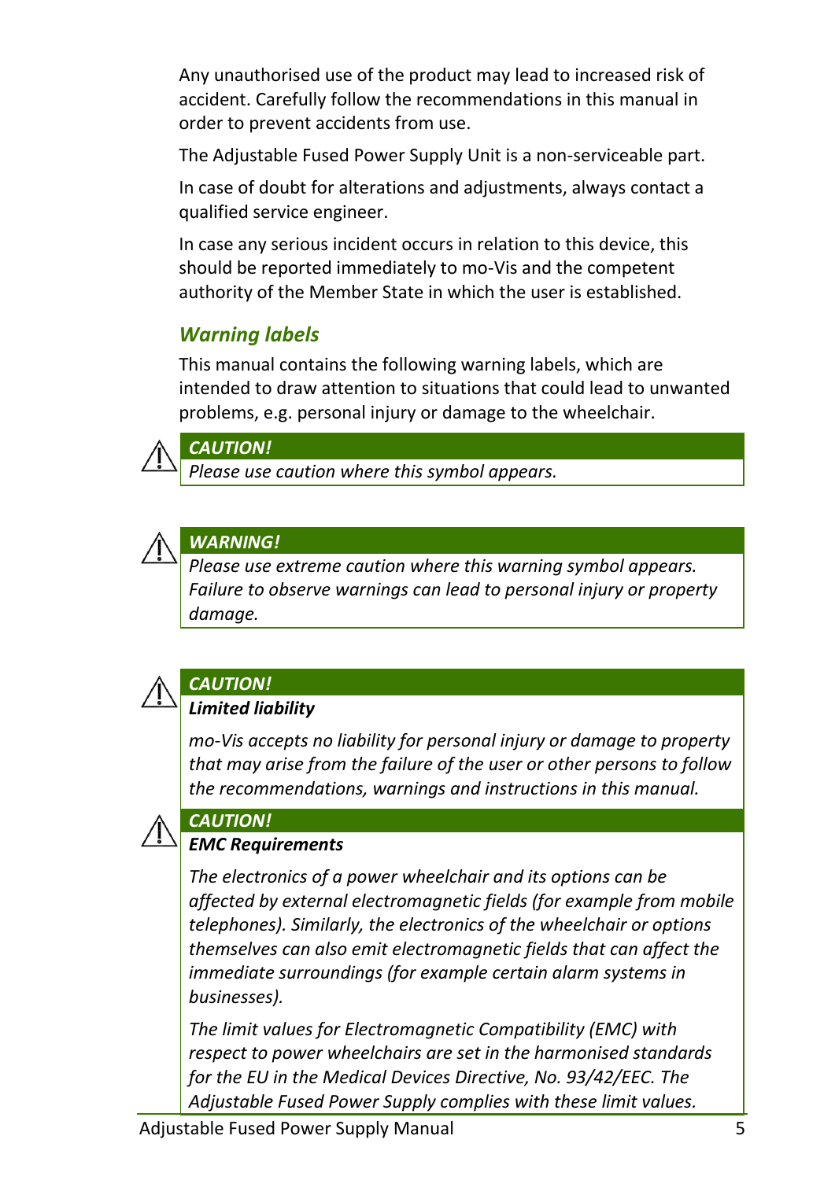Any unauthorised use of the product may lead to increased risk of accident. Carefully follow the recommendations in this manual in order to prevent accidents from use.

The Adjustable Fused Power Supply Unit is a non-serviceable part.

In case of doubt for alterations and adjustments, always contact a qualified service engineer.

In case any serious incident occurs in relation to this device, this should be reported immediately to mo-Vis and the competent authority of the Member State in which the user is established.

### *Warning labels*

This manual contains the following warning labels, which are intended to draw attention to situations that could lead to unwanted problems, e.g. personal injury or damage to the wheelchair.

> ⚠ ***CAUTION!***
>
> *Please use caution where this symbol appears.*

> ⚠ ***WARNING!***
>
> *Please use extreme caution where this warning symbol appears. Failure to observe warnings can lead to personal injury or property damage.*

> ⚠ ***CAUTION!***
>
> ***Limited liability***
>
> *mo-Vis accepts no liability for personal injury or damage to property that may arise from the failure of the user or other persons to follow the recommendations, warnings and instructions in this manual.*

> ⚠ ***CAUTION!***
>
> ***EMC Requirements***
>
> *The electronics of a power wheelchair and its options can be affected by external electromagnetic fields (for example from mobile telephones). Similarly, the electronics of the wheelchair or options themselves can also emit electromagnetic fields that can affect the immediate surroundings (for example certain alarm systems in businesses).*
>
> *The limit values for Electromagnetic Compatibility (EMC) with respect to power wheelchairs are set in the harmonised standards for the EU in the Medical Devices Directive, No. 93/42/EEC. The Adjustable Fused Power Supply complies with these limit values.*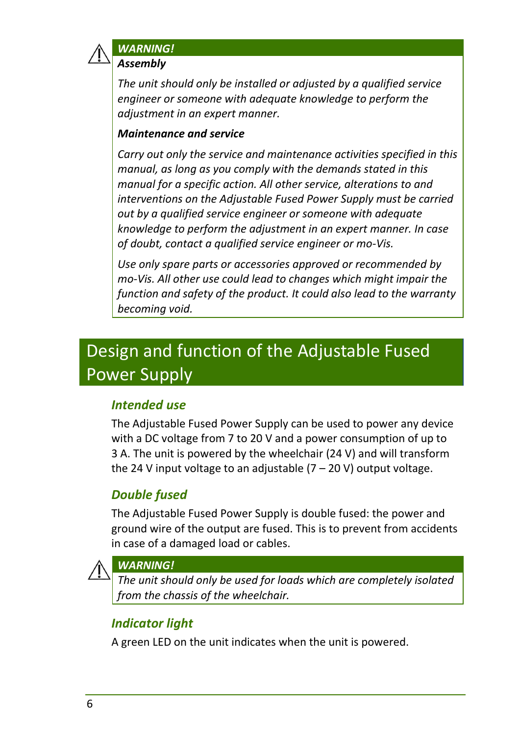> ⚠ ***WARNING!***
>
> ***Assembly***
>
> *The unit should only be installed or adjusted by a qualified service engineer or someone with adequate knowledge to perform the adjustment in an expert manner.*
>
> ***Maintenance and service***
>
> *Carry out only the service and maintenance activities specified in this manual, as long as you comply with the demands stated in this manual for a specific action. All other service, alterations to and interventions on the Adjustable Fused Power Supply must be carried out by a qualified service engineer or someone with adequate knowledge to perform the adjustment in an expert manner. In case of doubt, contact a qualified service engineer or mo-Vis.*
>
> *Use only spare parts or accessories approved or recommended by mo-Vis. All other use could lead to changes which might impair the function and safety of the product. It could also lead to the warranty becoming void.*

# Design and function of the Adjustable Fused Power Supply

## *Intended use*

The Adjustable Fused Power Supply can be used to power any device with a DC voltage from 7 to 20 V and a power consumption of up to 3 A. The unit is powered by the wheelchair (24 V) and will transform the 24 V input voltage to an adjustable (7 – 20 V) output voltage.

## *Double fused*

The Adjustable Fused Power Supply is double fused: the power and ground wire of the output are fused. This is to prevent from accidents in case of a damaged load or cables.

> ⚠ ***WARNING!***
>
> *The unit should only be used for loads which are completely isolated from the chassis of the wheelchair.*

## *Indicator light*

A green LED on the unit indicates when the unit is powered.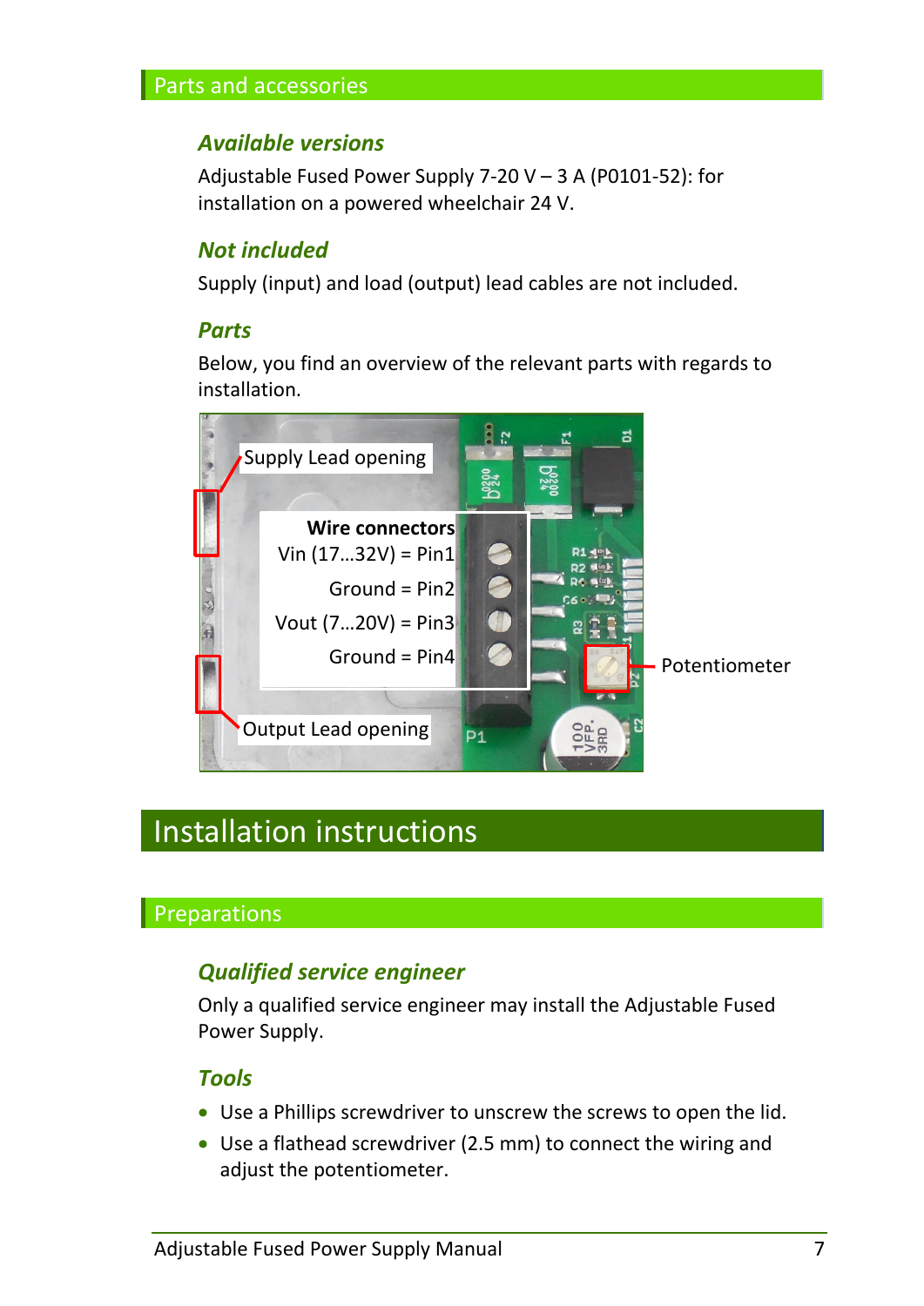## Parts and accessories

### Available versions

Adjustable Fused Power Supply 7-20 V – 3 A (P0101-52): for installation on a powered wheelchair 24 V.

### Not included

Supply (input) and load (output) lead cables are not included.

### Parts

Below, you find an overview of the relevant parts with regards to installation.

Supply Lead opening

**Wire connectors**
Vin (17…32V) = Pin1
Ground = Pin2
Vout (7…20V) = Pin3
Ground = Pin4

Potentiometer

Output Lead opening

# Installation instructions

## Preparations

### Qualified service engineer

Only a qualified service engineer may install the Adjustable Fused Power Supply.

### Tools

- Use a Phillips screwdriver to unscrew the screws to open the lid.
- Use a flathead screwdriver (2.5 mm) to connect the wiring and adjust the potentiometer.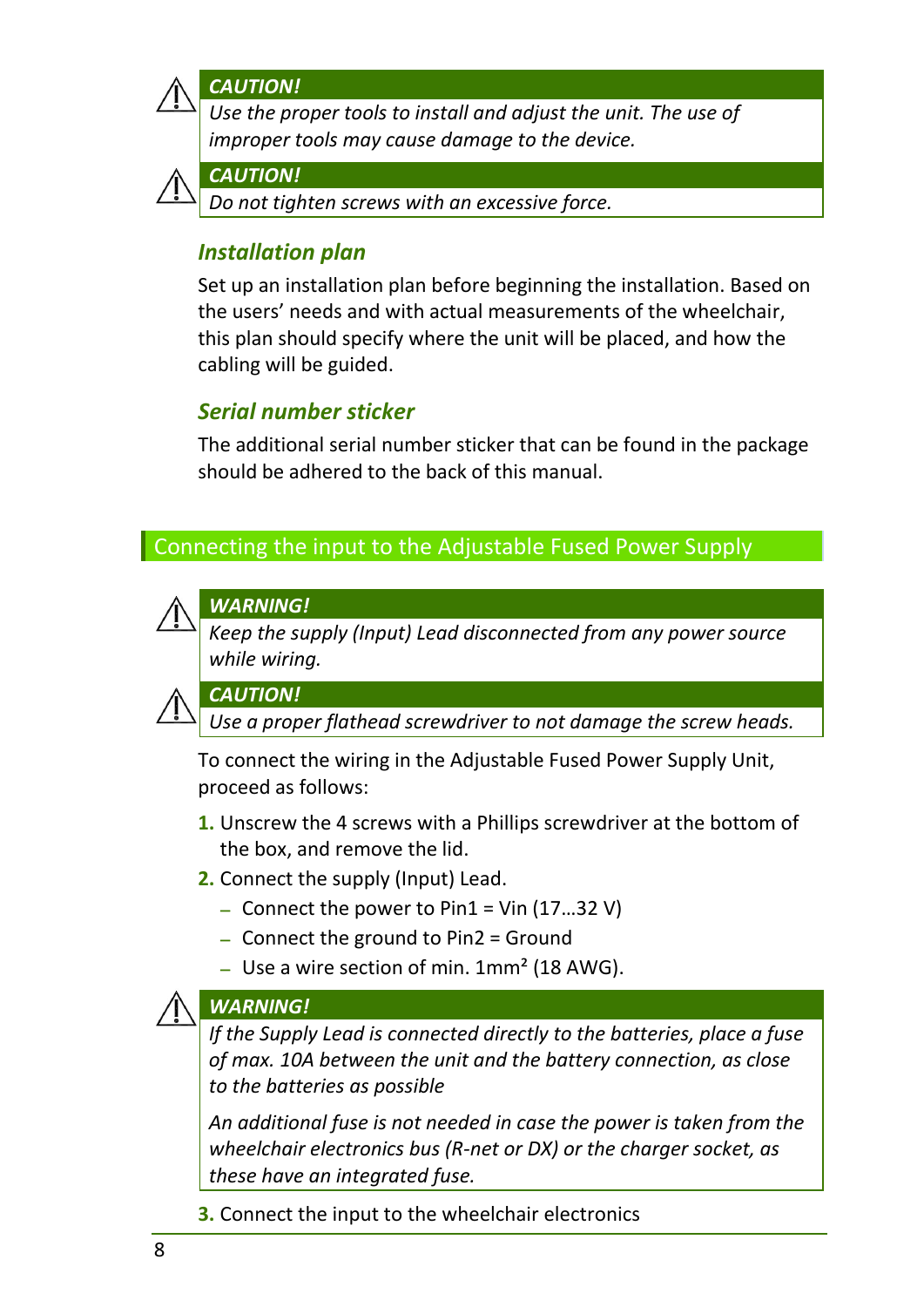> **CAUTION!**
> *Use the proper tools to install and adjust the unit. The use of improper tools may cause damage to the device.*

> **CAUTION!**
> *Do not tighten screws with an excessive force.*

### *Installation plan*

Set up an installation plan before beginning the installation. Based on the users' needs and with actual measurements of the wheelchair, this plan should specify where the unit will be placed, and how the cabling will be guided.

### *Serial number sticker*

The additional serial number sticker that can be found in the package should be adhered to the back of this manual.

## Connecting the input to the Adjustable Fused Power Supply

> **WARNING!**
> *Keep the supply (Input) Lead disconnected from any power source while wiring.*

> **CAUTION!**
> *Use a proper flathead screwdriver to not damage the screw heads.*

To connect the wiring in the Adjustable Fused Power Supply Unit, proceed as follows:

1. Unscrew the 4 screws with a Phillips screwdriver at the bottom of the box, and remove the lid.
2. Connect the supply (Input) Lead.
   - Connect the power to Pin1 = Vin (17…32 V)
   - Connect the ground to Pin2 = Ground
   - Use a wire section of min. 1mm² (18 AWG).

> **WARNING!**
> *If the Supply Lead is connected directly to the batteries, place a fuse of max. 10A between the unit and the battery connection, as close to the batteries as possible*
>
> *An additional fuse is not needed in case the power is taken from the wheelchair electronics bus (R-net or DX) or the charger socket, as these have an integrated fuse.*

3. Connect the input to the wheelchair electronics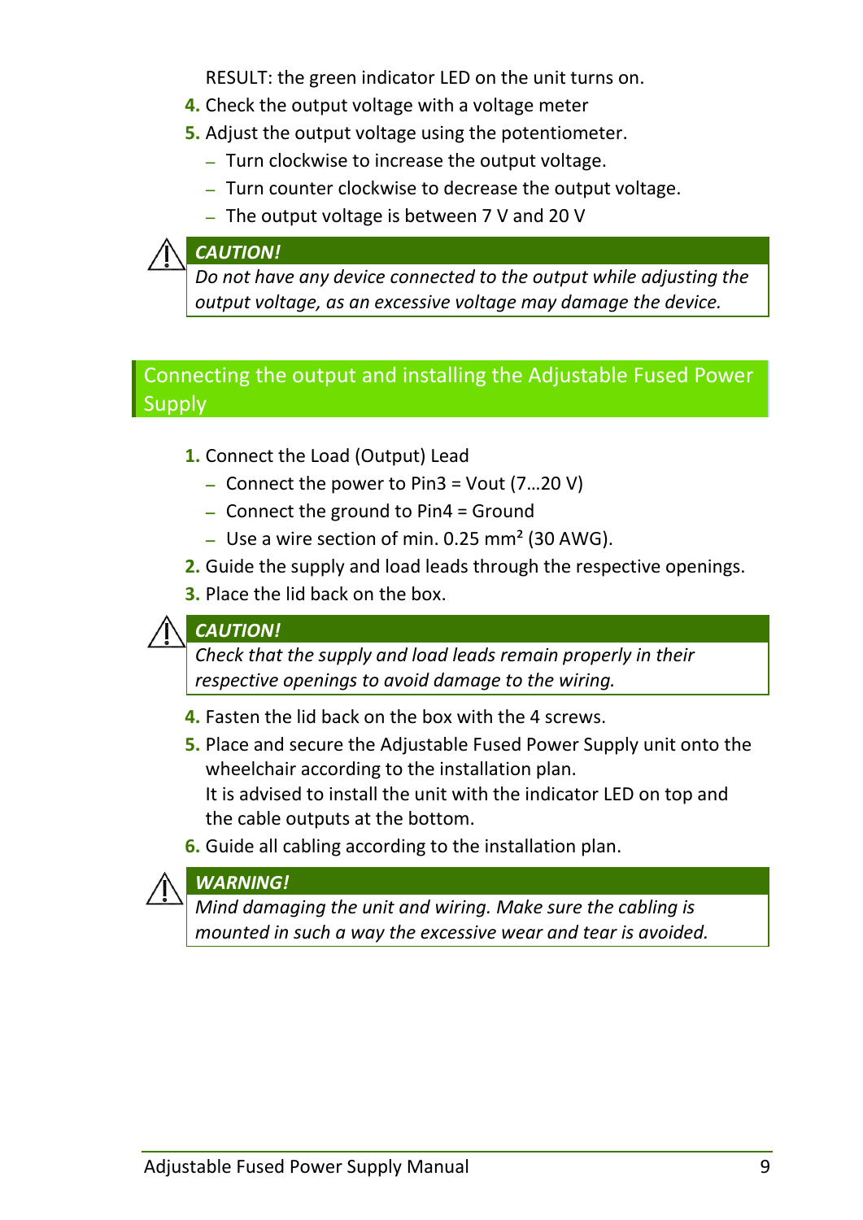RESULT: the green indicator LED on the unit turns on.

4. Check the output voltage with a voltage meter
5. Adjust the output voltage using the potentiometer.
   - Turn clockwise to increase the output voltage.
   - Turn counter clockwise to decrease the output voltage.
   - The output voltage is between 7 V and 20 V

> ***CAUTION!***
> *Do not have any device connected to the output while adjusting the output voltage, as an excessive voltage may damage the device.*

## Connecting the output and installing the Adjustable Fused Power Supply

1. Connect the Load (Output) Lead
   - Connect the power to Pin3 = Vout (7…20 V)
   - Connect the ground to Pin4 = Ground
   - Use a wire section of min. 0.25 mm² (30 AWG).
2. Guide the supply and load leads through the respective openings.
3. Place the lid back on the box.

> ***CAUTION!***
> *Check that the supply and load leads remain properly in their respective openings to avoid damage to the wiring.*

4. Fasten the lid back on the box with the 4 screws.
5. Place and secure the Adjustable Fused Power Supply unit onto the wheelchair according to the installation plan.
   It is advised to install the unit with the indicator LED on top and the cable outputs at the bottom.
6. Guide all cabling according to the installation plan.

> ***WARNING!***
> *Mind damaging the unit and wiring. Make sure the cabling is mounted in such a way the excessive wear and tear is avoided.*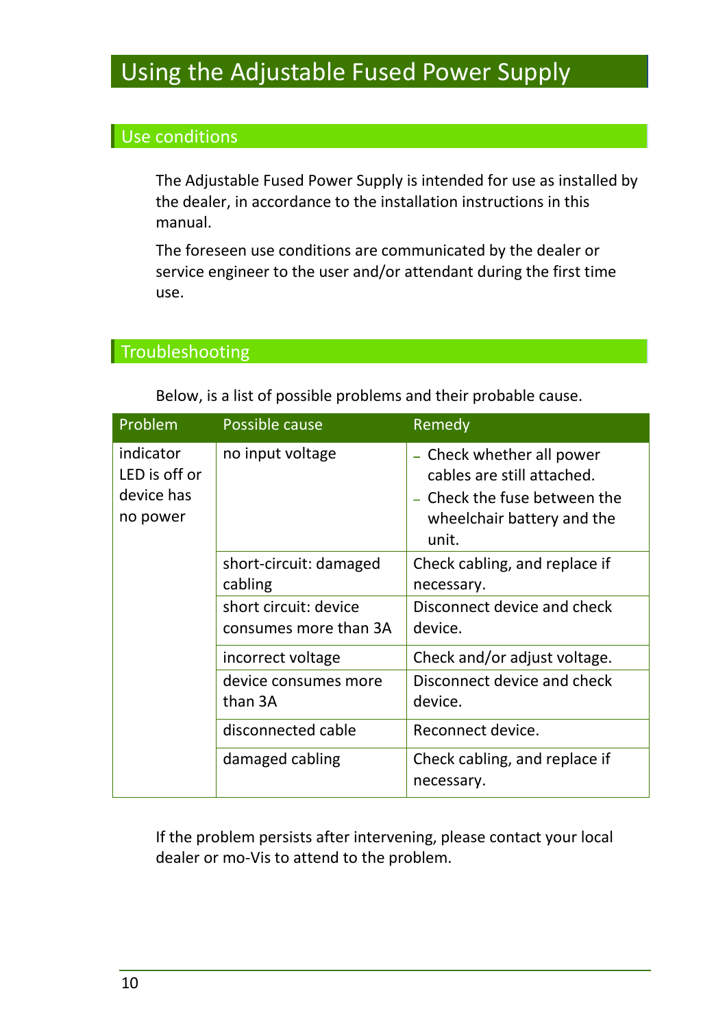# Using the Adjustable Fused Power Supply

## Use conditions

The Adjustable Fused Power Supply is intended for use as installed by the dealer, in accordance to the installation instructions in this manual.

The foreseen use conditions are communicated by the dealer or service engineer to the user and/or attendant during the first time use.

## Troubleshooting

Below, is a list of possible problems and their probable cause.

| Problem | Possible cause | Remedy |
|---|---|---|
| indicator LED is off or device has no power | no input voltage | – Check whether all power cables are still attached.<br>– Check the fuse between the wheelchair battery and the unit. |
| | short-circuit: damaged cabling | Check cabling, and replace if necessary. |
| | short circuit: device consumes more than 3A | Disconnect device and check device. |
| | incorrect voltage | Check and/or adjust voltage. |
| | device consumes more than 3A | Disconnect device and check device. |
| | disconnected cable | Reconnect device. |
| | damaged cabling | Check cabling, and replace if necessary. |

If the problem persists after intervening, please contact your local dealer or mo-Vis to attend to the problem.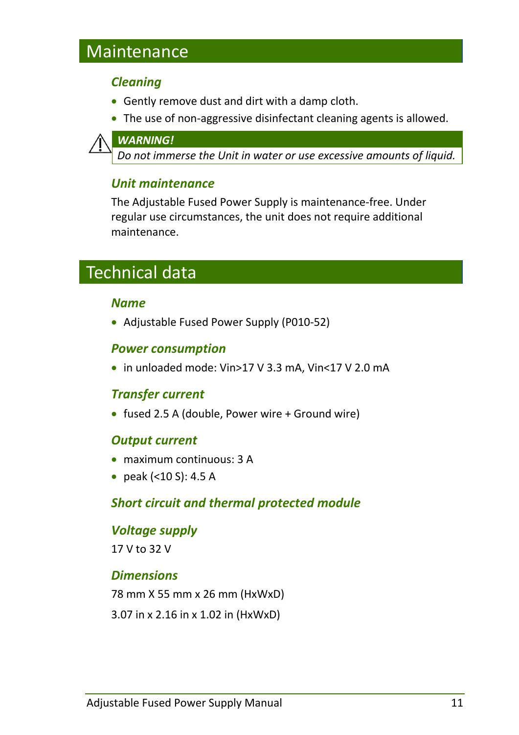# Maintenance

### *Cleaning*

- Gently remove dust and dirt with a damp cloth.
- The use of non-aggressive disinfectant cleaning agents is allowed.

> ***WARNING!***
> *Do not immerse the Unit in water or use excessive amounts of liquid.*

### *Unit maintenance*

The Adjustable Fused Power Supply is maintenance-free. Under regular use circumstances, the unit does not require additional maintenance.

# Technical data

### *Name*

- Adjustable Fused Power Supply (P010-52)

### *Power consumption*

- in unloaded mode: Vin>17 V 3.3 mA, Vin<17 V 2.0 mA

### *Transfer current*

- fused 2.5 A (double, Power wire + Ground wire)

### *Output current*

- maximum continuous: 3 A
- peak (<10 S): 4.5 A

### *Short circuit and thermal protected module*

### *Voltage supply*

17 V to 32 V

### *Dimensions*

78 mm X 55 mm x 26 mm (HxWxD)

3.07 in x 2.16 in x 1.02 in (HxWxD)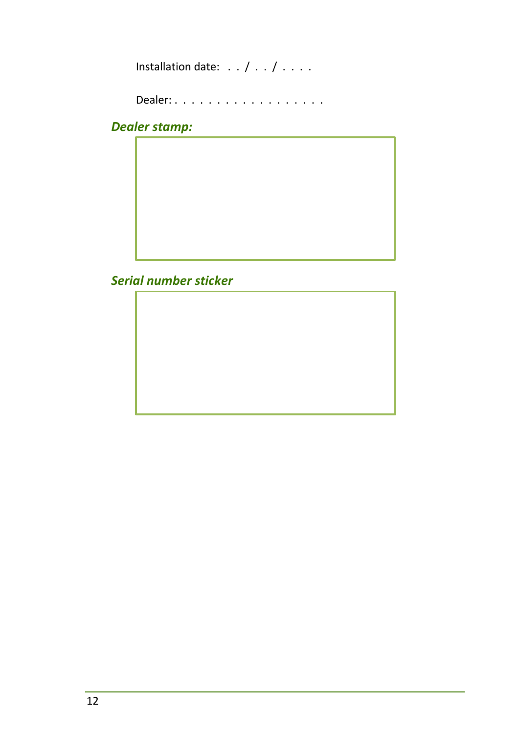Installation date: . . / . . / . . . .

Dealer: . . . . . . . . . . . . . . . . . .

***Dealer stamp:***

***Serial number sticker***